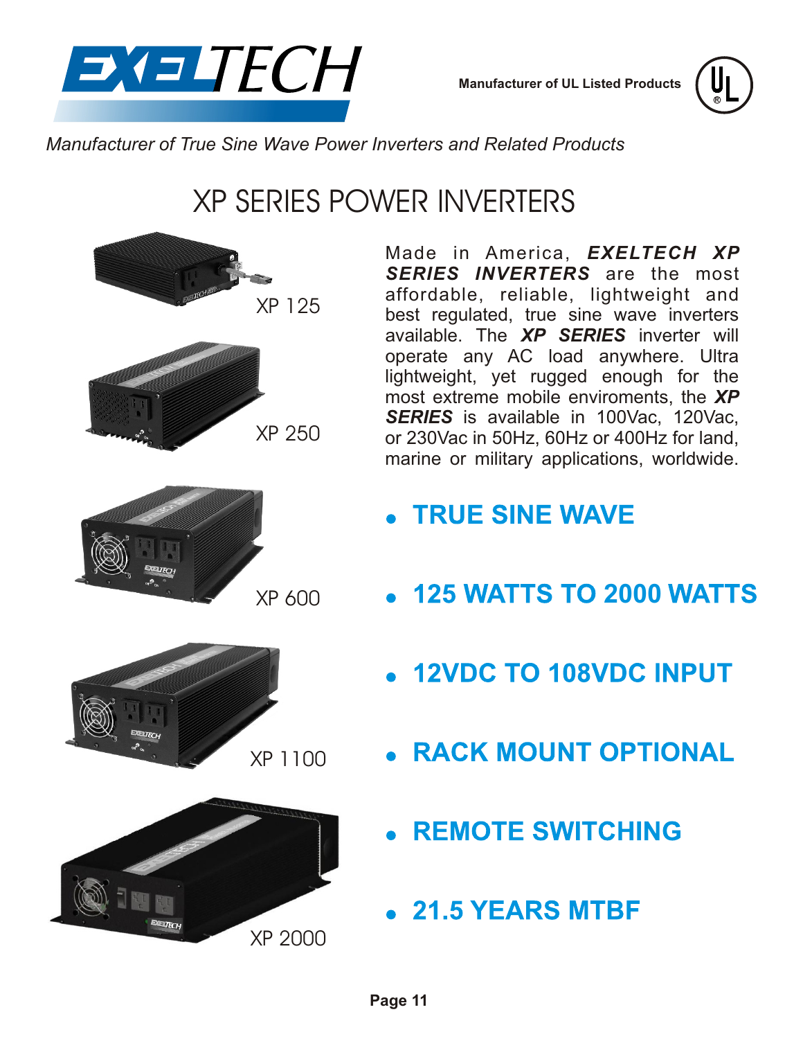EXELTECH

Manufacturer of UL Listed Products

*Manufacturer of True Sine Wave Power Inverters and Related Products*

# XP SERIES POWER INVERTERS

XP 125

XP 250

XP 600

XP 1100

XP 2000

Made in America, ***EXELTECH XP SERIES INVERTERS*** are the most affordable, reliable, lightweight and best regulated, true sine wave inverters available. The ***XP SERIES*** inverter will operate any AC load anywhere. Ultra lightweight, yet rugged enough for the most extreme mobile enviroments, the ***XP SERIES*** is available in 100Vac, 120Vac, or 230Vac in 50Hz, 60Hz or 400Hz for land, marine or military applications, worldwide.

- **TRUE SINE WAVE**
- **125 WATTS TO 2000 WATTS**
- **12VDC TO 108VDC INPUT**
- **RACK MOUNT OPTIONAL**
- **REMOTE SWITCHING**
- **21.5 YEARS MTBF**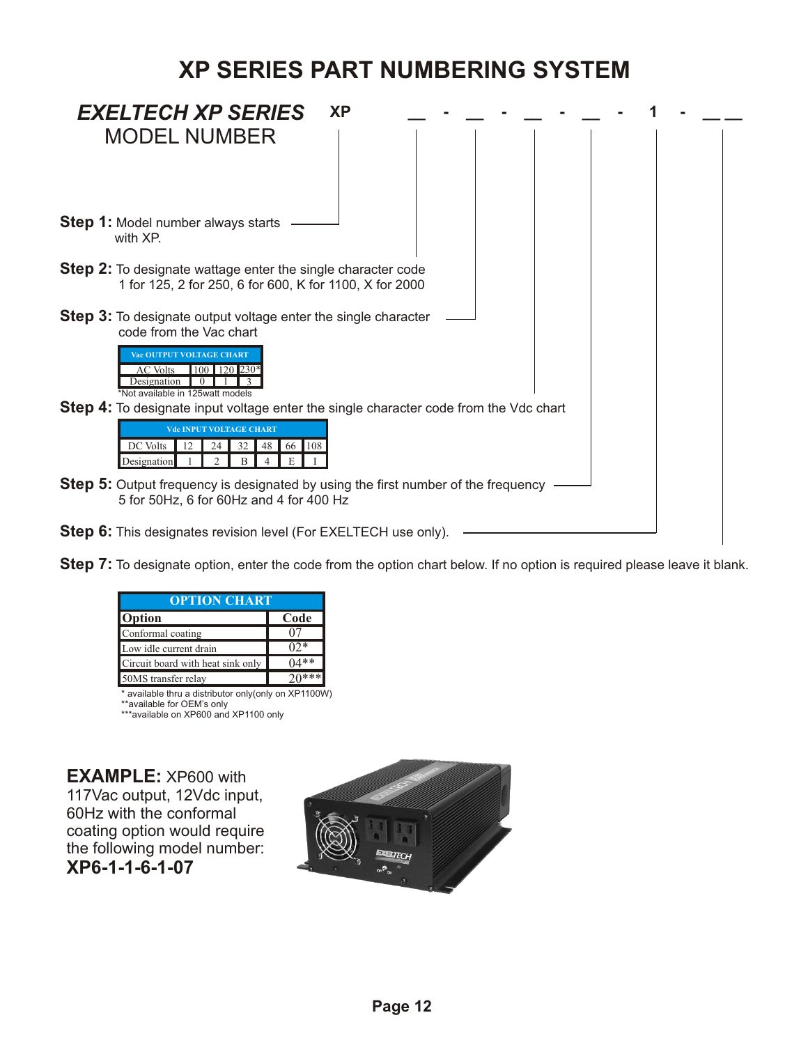# XP SERIES PART NUMBERING SYSTEM

## *EXELTECH XP SERIES* MODEL NUMBER

**XP** __ - __ - __ - __ - **1** - __ __

**Step 1:** Model number always starts with XP.

**Step 2:** To designate wattage enter the single character code 1 for 125, 2 for 250, 6 for 600, K for 1100, X for 2000

**Step 3:** To designate output voltage enter the single character code from the Vac chart

| Vac OUTPUT VOLTAGE CHART | | | |
|---|---|---|---|
| AC Volts | 100 | 120 | 230* |
| Designation | 0 | 1 | 3 |

*Not available in 125watt models

**Step 4:** To designate input voltage enter the single character code from the Vdc chart

| Vdc INPUT VOLTAGE CHART | | | | | | |
|---|---|---|---|---|---|---|
| DC Volts | 12 | 24 | 32 | 48 | 66 | 108 |
| Designation | 1 | 2 | B | 4 | E | I |

**Step 5:** Output frequency is designated by using the first number of the frequency 5 for 50Hz, 6 for 60Hz and 4 for 400 Hz

**Step 6:** This designates revision level (For EXELTECH use only).

**Step 7:** To designate option, enter the code from the option chart below. If no option is required please leave it blank.

| OPTION CHART | |
|---|---|
| **Option** | **Code** |
| Conformal coating | 07 |
| Low idle current drain | 02* |
| Circuit board with heat sink only | 04** |
| 50MS transfer relay | 20*** |

\* available thru a distributor only(only on XP1100W)
\*\*available for OEM's only
\*\*\*available on XP600 and XP1100 only

**EXAMPLE:** XP600 with 117Vac output, 12Vdc input, 60Hz with the conformal coating option would require the following model number:
**XP6-1-1-6-1-07**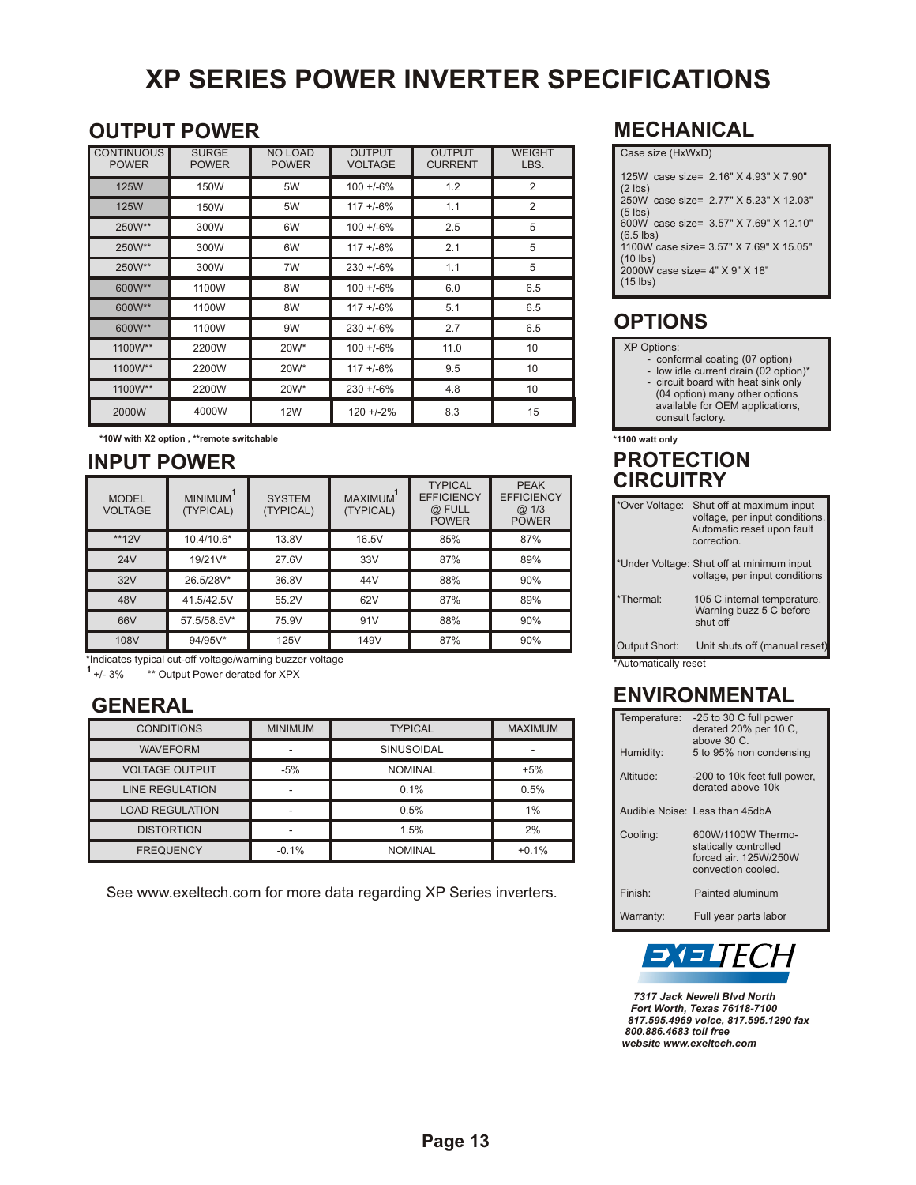# XP SERIES POWER INVERTER SPECIFICATIONS

## OUTPUT POWER

| CONTINUOUS POWER | SURGE POWER | NO LOAD POWER | OUTPUT VOLTAGE | OUTPUT CURRENT | WEIGHT LBS. |
|---|---|---|---|---|---|
| 125W | 150W | 5W | 100 +/-6% | 1.2 | 2 |
| 125W | 150W | 5W | 117 +/-6% | 1.1 | 2 |
| 250W** | 300W | 6W | 100 +/-6% | 2.5 | 5 |
| 250W** | 300W | 6W | 117 +/-6% | 2.1 | 5 |
| 250W** | 300W | 7W | 230 +/-6% | 1.1 | 5 |
| 600W** | 1100W | 8W | 100 +/-6% | 6.0 | 6.5 |
| 600W** | 1100W | 8W | 117 +/-6% | 5.1 | 6.5 |
| 600W** | 1100W | 9W | 230 +/-6% | 2.7 | 6.5 |
| 1100W** | 2200W | 20W* | 100 +/-6% | 11.0 | 10 |
| 1100W** | 2200W | 20W* | 117 +/-6% | 9.5 | 10 |
| 1100W** | 2200W | 20W* | 230 +/-6% | 4.8 | 10 |
| 2000W | 4000W | 12W | 120 +/-2% | 8.3 | 15 |

**\*10W with X2 option , \*\*remote switchable**

## INPUT POWER

| MODEL VOLTAGE | MINIMUM[1] (TYPICAL) | SYSTEM (TYPICAL) | MAXIMUM[1] (TYPICAL) | TYPICAL EFFICIENCY @ FULL POWER | PEAK EFFICIENCY @ 1/3 POWER |
|---|---|---|---|---|---|
| **12V | 10.4/10.6* | 13.8V | 16.5V | 85% | 87% |
| 24V | 19/21V* | 27.6V | 33V | 87% | 89% |
| 32V | 26.5/28V* | 36.8V | 44V | 88% | 90% |
| 48V | 41.5/42.5V | 55.2V | 62V | 87% | 89% |
| 66V | 57.5/58.5V* | 75.9V | 91V | 88% | 90% |
| 108V | 94/95V* | 125V | 149V | 87% | 90% |

*Indicates typical cut-off voltage/warning buzzer voltage

[1] +/- 3% ** Output Power derated for XPX

## GENERAL

| CONDITIONS | MINIMUM | TYPICAL | MAXIMUM |
|---|---|---|---|
| WAVEFORM | - | SINUSOIDAL | - |
| VOLTAGE OUTPUT | -5% | NOMINAL | +5% |
| LINE REGULATION | - | 0.1% | 0.5% |
| LOAD REGULATION | - | 0.5% | 1% |
| DISTORTION | - | 1.5% | 2% |
| FREQUENCY | -0.1% | NOMINAL | +0.1% |

See www.exeltech.com for more data regarding XP Series inverters.

## MECHANICAL

Case size (HxWxD)

125W case size= 2.16" X 4.93" X 7.90" (2 lbs)
250W case size= 2.77" X 5.23" X 12.03" (5 lbs)
600W case size= 3.57" X 7.69" X 12.10" (6.5 lbs)
1100W case size= 3.57" X 7.69" X 15.05" (10 lbs)
2000W case size= 4" X 9" X 18" (15 lbs)

## OPTIONS

XP Options:
- conformal coating (07 option)
- low idle current drain (02 option)*
- circuit board with heat sink only (04 option) many other options available for OEM applications, consult factory.

**\*1100 watt only**

## PROTECTION CIRCUITRY

| | |
|---|---|
| *Over Voltage: | Shut off at maximum input voltage, per input conditions. Automatic reset upon fault correction. |
| *Under Voltage: | Shut off at minimum input voltage, per input conditions |
| *Thermal: | 105 C internal temperature. Warning buzz 5 C before shut off |
| Output Short: | Unit shuts off (manual reset) |

*Automatically reset

## ENVIRONMENTAL

| | |
|---|---|
| Temperature: | -25 to 30 C full power derated 20% per 10 C, above 30 C. |
| Humidity: | 5 to 95% non condensing |
| Altitude: | -200 to 10k feet full power, derated above 10k |
| Audible Noise: | Less than 45dbA |
| Cooling: | 600W/1100W Thermo-statically controlled forced air. 125W/250W convection cooled. |
| Finish: | Painted aluminum |
| Warranty: | Full year parts labor |

EXELTECH

*7317 Jack Newell Blvd North*
*Fort Worth, Texas 76118-7100*
*817.595.4969 voice, 817.595.1290 fax*
*800.886.4683 toll free*
*website www.exeltech.com*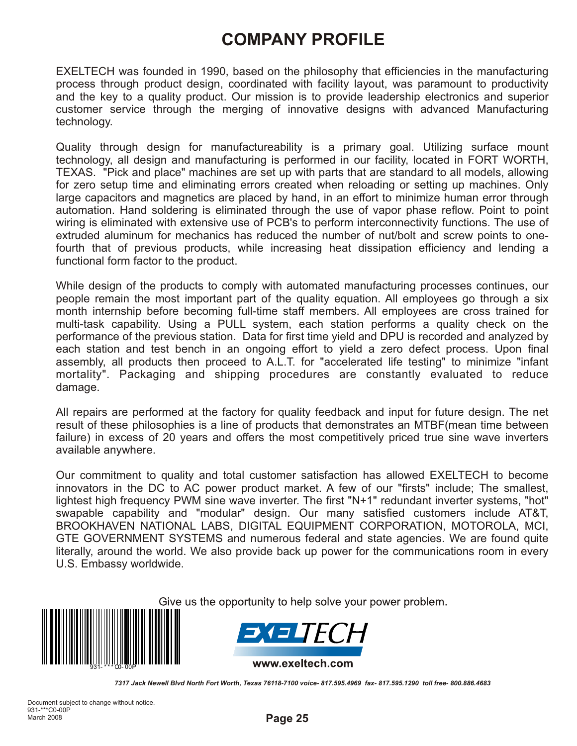# COMPANY PROFILE

EXELTECH was founded in 1990, based on the philosophy that efficiencies in the manufacturing process through product design, coordinated with facility layout, was paramount to productivity and the key to a quality product. Our mission is to provide leadership electronics and superior customer service through the merging of innovative designs with advanced Manufacturing technology.

Quality through design for manufactureability is a primary goal. Utilizing surface mount technology, all design and manufacturing is performed in our facility, located in FORT WORTH, TEXAS. "Pick and place" machines are set up with parts that are standard to all models, allowing for zero setup time and eliminating errors created when reloading or setting up machines. Only large capacitors and magnetics are placed by hand, in an effort to minimize human error through automation. Hand soldering is eliminated through the use of vapor phase reflow. Point to point wiring is eliminated with extensive use of PCB's to perform interconnectivity functions. The use of extruded aluminum for mechanics has reduced the number of nut/bolt and screw points to one-fourth that of previous products, while increasing heat dissipation efficiency and lending a functional form factor to the product.

While design of the products to comply with automated manufacturing processes continues, our people remain the most important part of the quality equation. All employees go through a six month internship before becoming full-time staff members. All employees are cross trained for multi-task capability. Using a PULL system, each station performs a quality check on the performance of the previous station. Data for first time yield and DPU is recorded and analyzed by each station and test bench in an ongoing effort to yield a zero defect process. Upon final assembly, all products then proceed to A.L.T. for "accelerated life testing" to minimize "infant mortality". Packaging and shipping procedures are constantly evaluated to reduce damage.

All repairs are performed at the factory for quality feedback and input for future design. The net result of these philosophies is a line of products that demonstrates an MTBF(mean time between failure) in excess of 20 years and offers the most competitively priced true sine wave inverters available anywhere.

Our commitment to quality and total customer satisfaction has allowed EXELTECH to become innovators in the DC to AC power product market. A few of our "firsts" include; The smallest, lightest high frequency PWM sine wave inverter. The first "N+1" redundant inverter systems, "hot" swapable capability and "modular" design. Our many satisfied customers include AT&T, BROOKHAVEN NATIONAL LABS, DIGITAL EQUIPMENT CORPORATION, MOTOROLA, MCI, GTE GOVERNMENT SYSTEMS and numerous federal and state agencies. We are found quite literally, around the world. We also provide back up power for the communications room in every U.S. Embassy worldwide.

Give us the opportunity to help solve your power problem.

931-***C0-00P

EXELTECH

www.exeltech.com

*7317 Jack Newell Blvd North Fort Worth, Texas 76118-7100 voice- 817.595.4969 fax- 817.595.1290 toll free- 800.886.4683*

Document subject to change without notice.
931-***C0-00P
March 2008